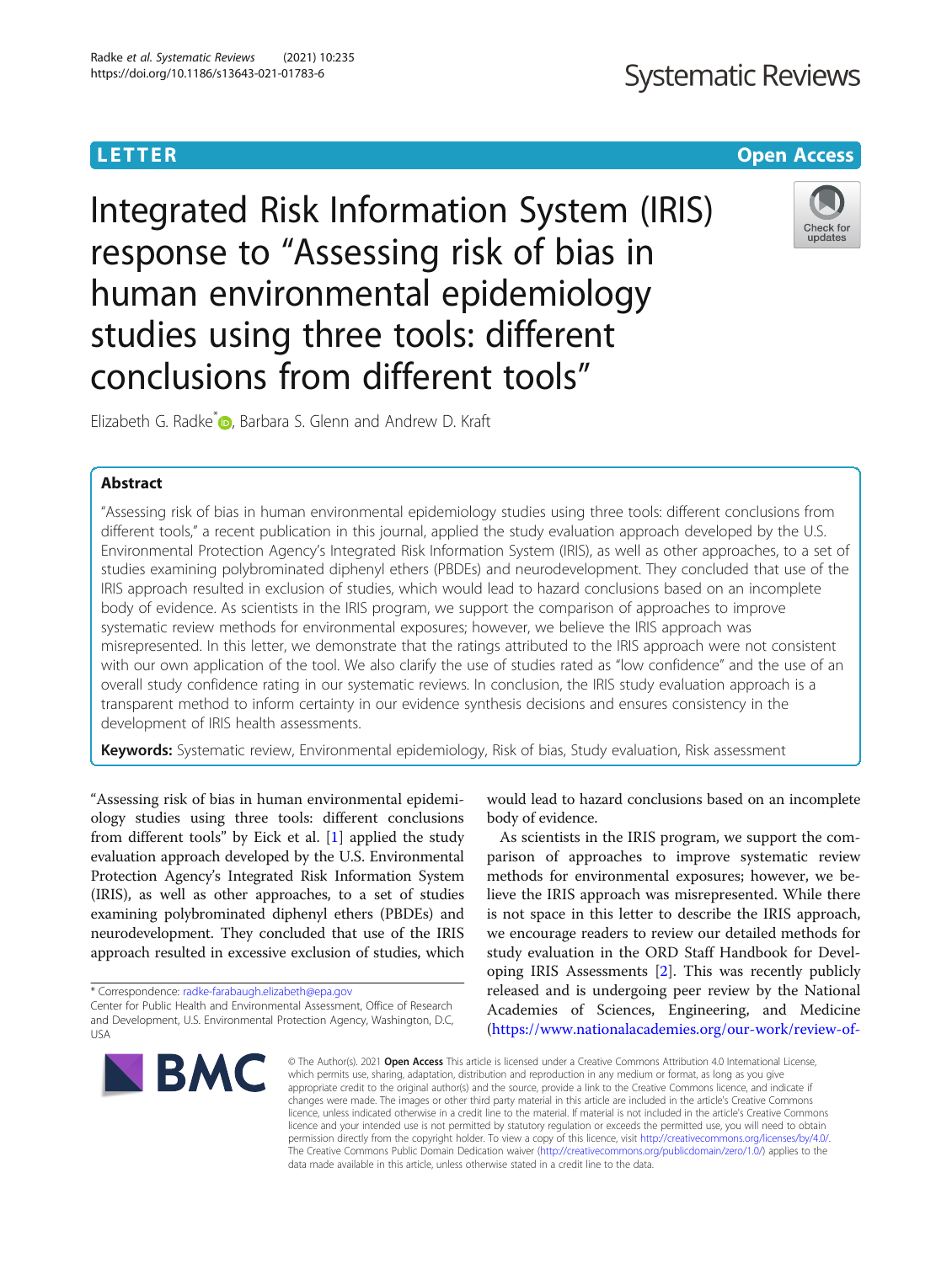**LETTER** **Open Access**

# Integrated Risk Information System (IRIS) response to "Assessing risk of bias in human environmental epidemiology studies using three tools: different conclusions from different tools"

Elizabeth G. Radke*, Barbara S. Glenn and Andrew D. Kraft

## Abstract

"Assessing risk of bias in human environmental epidemiology studies using three tools: different conclusions from different tools," a recent publication in this journal, applied the study evaluation approach developed by the U.S. Environmental Protection Agency's Integrated Risk Information System (IRIS), as well as other approaches, to a set of studies examining polybrominated diphenyl ethers (PBDEs) and neurodevelopment. They concluded that use of the IRIS approach resulted in exclusion of studies, which would lead to hazard conclusions based on an incomplete body of evidence. As scientists in the IRIS program, we support the comparison of approaches to improve systematic review methods for environmental exposures; however, we believe the IRIS approach was misrepresented. In this letter, we demonstrate that the ratings attributed to the IRIS approach were not consistent with our own application of the tool. We also clarify the use of studies rated as "low confidence" and the use of an overall study confidence rating in our systematic reviews. In conclusion, the IRIS study evaluation approach is a transparent method to inform certainty in our evidence synthesis decisions and ensures consistency in the development of IRIS health assessments.

**Keywords:** Systematic review, Environmental epidemiology, Risk of bias, Study evaluation, Risk assessment

"Assessing risk of bias in human environmental epidemiology studies using three tools: different conclusions from different tools" by Eick et al. [1] applied the study evaluation approach developed by the U.S. Environmental Protection Agency's Integrated Risk Information System (IRIS), as well as other approaches, to a set of studies examining polybrominated diphenyl ethers (PBDEs) and neurodevelopment. They concluded that use of the IRIS approach resulted in excessive exclusion of studies, which would lead to hazard conclusions based on an incomplete body of evidence.

As scientists in the IRIS program, we support the comparison of approaches to improve systematic review methods for environmental exposures; however, we believe the IRIS approach was misrepresented. While there is not space in this letter to describe the IRIS approach, we encourage readers to review our detailed methods for study evaluation in the ORD Staff Handbook for Developing IRIS Assessments [2]. This was recently publicly released and is undergoing peer review by the National Academies of Sciences, Engineering, and Medicine (https://www.nationalacademies.org/our-work/review-of-

\* Correspondence: radke-farabaugh.elizabeth@epa.gov
Center for Public Health and Environmental Assessment, Office of Research and Development, U.S. Environmental Protection Agency, Washington, D.C, USA

© The Author(s). 2021 **Open Access** This article is licensed under a Creative Commons Attribution 4.0 International License, which permits use, sharing, adaptation, distribution and reproduction in any medium or format, as long as you give appropriate credit to the original author(s) and the source, provide a link to the Creative Commons licence, and indicate if changes were made. The images or other third party material in this article are included in the article's Creative Commons licence, unless indicated otherwise in a credit line to the material. If material is not included in the article's Creative Commons licence and your intended use is not permitted by statutory regulation or exceeds the permitted use, you will need to obtain permission directly from the copyright holder. To view a copy of this licence, visit http://creativecommons.org/licenses/by/4.0/. The Creative Commons Public Domain Dedication waiver (http://creativecommons.org/publicdomain/zero/1.0/) applies to the data made available in this article, unless otherwise stated in a credit line to the data.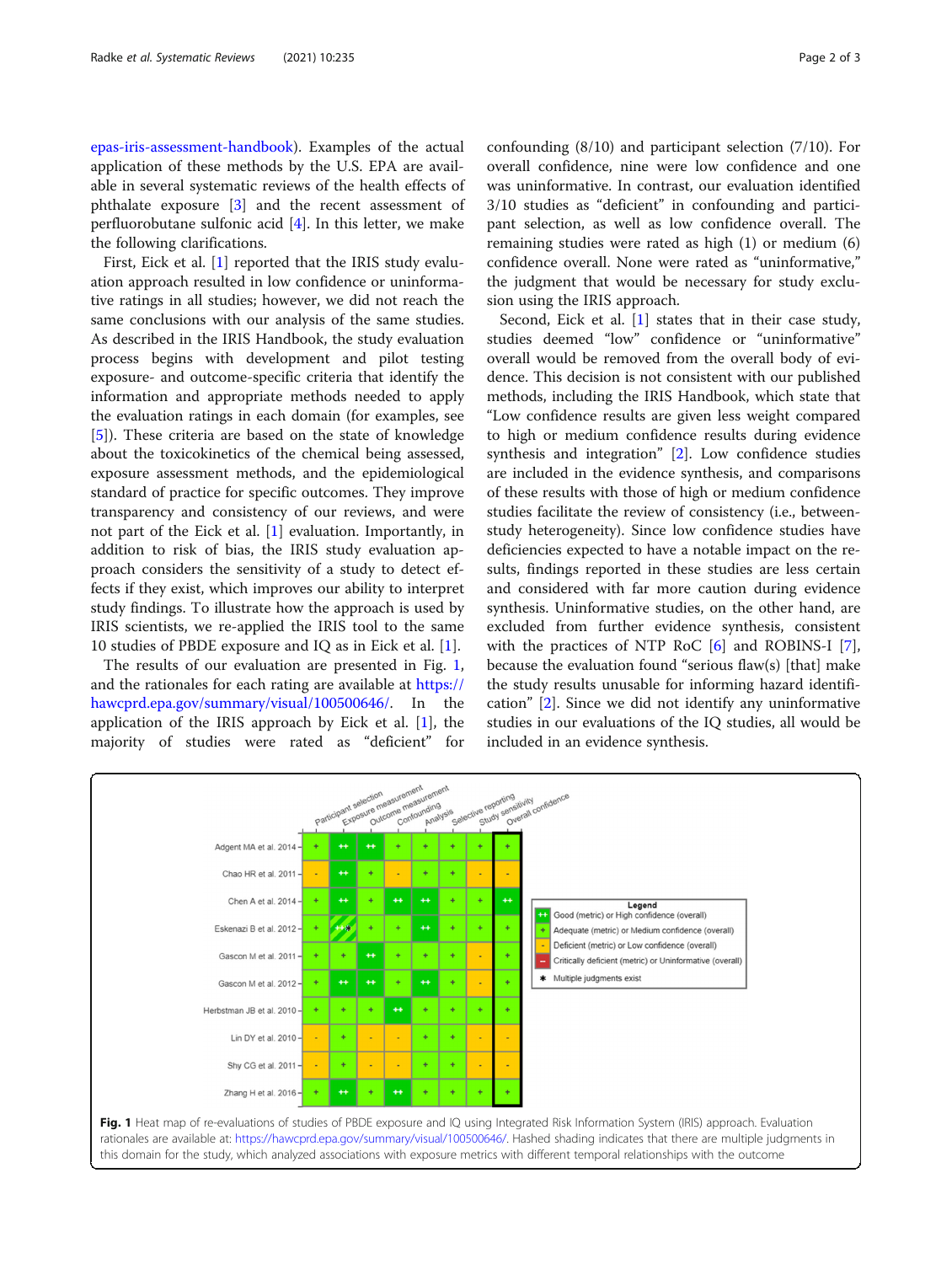epas-iris-assessment-handbook). Examples of the actual application of these methods by the U.S. EPA are available in several systematic reviews of the health effects of phthalate exposure [3] and the recent assessment of perfluorobutane sulfonic acid [4]. In this letter, we make the following clarifications.

First, Eick et al. [1] reported that the IRIS study evaluation approach resulted in low confidence or uninformative ratings in all studies; however, we did not reach the same conclusions with our analysis of the same studies. As described in the IRIS Handbook, the study evaluation process begins with development and pilot testing exposure- and outcome-specific criteria that identify the information and appropriate methods needed to apply the evaluation ratings in each domain (for examples, see [5]). These criteria are based on the state of knowledge about the toxicokinetics of the chemical being assessed, exposure assessment methods, and the epidemiological standard of practice for specific outcomes. They improve transparency and consistency of our reviews, and were not part of the Eick et al. [1] evaluation. Importantly, in addition to risk of bias, the IRIS study evaluation approach considers the sensitivity of a study to detect effects if they exist, which improves our ability to interpret study findings. To illustrate how the approach is used by IRIS scientists, we re-applied the IRIS tool to the same 10 studies of PBDE exposure and IQ as in Eick et al. [1].

The results of our evaluation are presented in Fig. 1, and the rationales for each rating are available at https://hawcprd.epa.gov/summary/visual/100500646/. In the application of the IRIS approach by Eick et al. [1], the majority of studies were rated as "deficient" for confounding (8/10) and participant selection (7/10). For overall confidence, nine were low confidence and one was uninformative. In contrast, our evaluation identified 3/10 studies as "deficient" in confounding and participant selection, as well as low confidence overall. The remaining studies were rated as high (1) or medium (6) confidence overall. None were rated as "uninformative," the judgment that would be necessary for study exclusion using the IRIS approach.

Second, Eick et al. [1] states that in their case study, studies deemed "low" confidence or "uninformative" overall would be removed from the overall body of evidence. This decision is not consistent with our published methods, including the IRIS Handbook, which state that "Low confidence results are given less weight compared to high or medium confidence results during evidence synthesis and integration" [2]. Low confidence studies are included in the evidence synthesis, and comparisons of these results with those of high or medium confidence studies facilitate the review of consistency (i.e., between-study heterogeneity). Since low confidence studies have deficiencies expected to have a notable impact on the results, findings reported in these studies are less certain and considered with far more caution during evidence synthesis. Uninformative studies, on the other hand, are excluded from further evidence synthesis, consistent with the practices of NTP RoC [6] and ROBINS-I [7], because the evaluation found "serious flaw(s) [that] make the study results unusable for informing hazard identification" [2]. Since we did not identify any uninformative studies in our evaluations of the IQ studies, all would be included in an evidence synthesis.

| | Participant selection | Exposure measurement | Outcome measurement | Confounding | Analysis | Selective reporting | Study sensitivity | Overall confidence |
|---|---|---|---|---|---|---|---|---|
| Adgent MA et al. 2014 | + | ++ | ++ | + | + | + | + | + |
| Chao HR et al. 2011 | - | ++ | + | - | + | + | - | - |
| Chen A et al. 2014 | + | ++ | + | ++ | ++ | + | + | ++ |
| Eskenazi B et al. 2012 | + | ++ / + * | + | + | ++ | + | + | + |
| Gascon M et al. 2011 | + | + | ++ | + | + | + | - | + |
| Gascon M et al. 2012 | + | ++ | ++ | + | ++ | + | - | + |
| Herbstman JB et al. 2010 | + | + | + | ++ | + | + | + | + |
| Lin DY et al. 2010 | - | + | - | - | + | + | - | - |
| Shy CG et al. 2011 | - | + | - | - | + | + | - | - |
| Zhang H et al. 2016 | + | ++ | + | ++ | + | + | + | + |

Legend
- ++ Good (metric) or High confidence (overall)
- + Adequate (metric) or Medium confidence (overall)
- - Deficient (metric) or Low confidence (overall)
- - Critically deficient (metric) or Uninformative (overall)
- * Multiple judgments exist

**Fig. 1** Heat map of re-evaluations of studies of PBDE exposure and IQ using Integrated Risk Information System (IRIS) approach. Evaluation rationales are available at: https://hawcprd.epa.gov/summary/visual/100500646/. Hashed shading indicates that there are multiple judgments in this domain for the study, which analyzed associations with exposure metrics with different temporal relationships with the outcome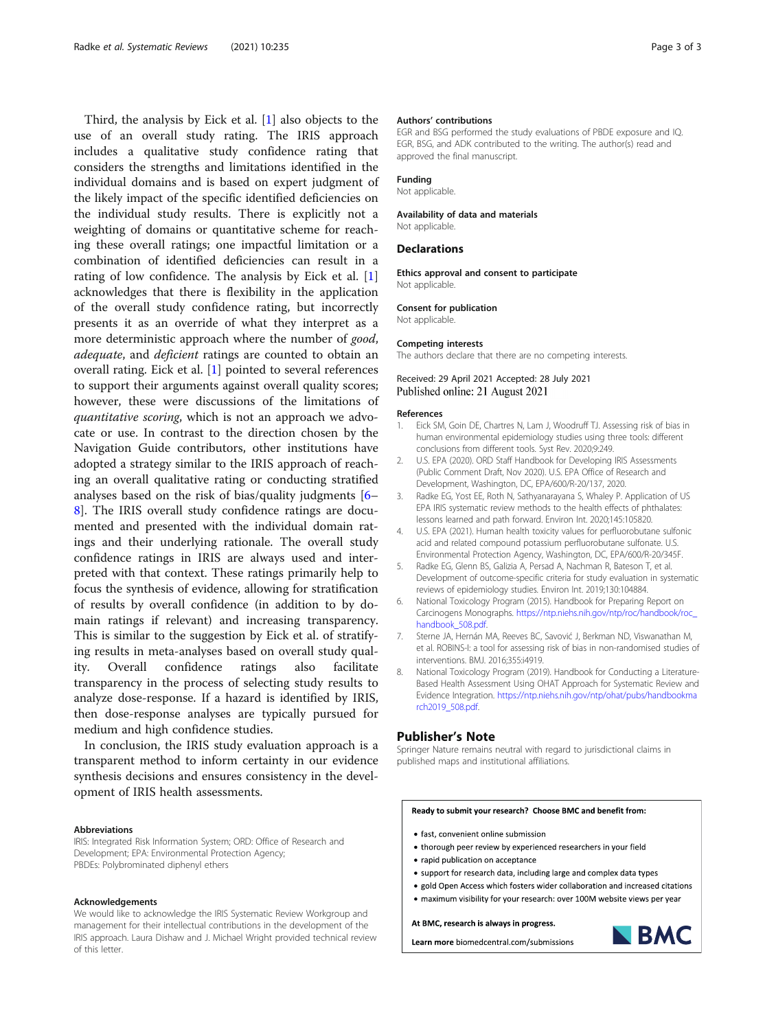Third, the analysis by Eick et al. [1] also objects to the use of an overall study rating. The IRIS approach includes a qualitative study confidence rating that considers the strengths and limitations identified in the individual domains and is based on expert judgment of the likely impact of the specific identified deficiencies on the individual study results. There is explicitly not a weighting of domains or quantitative scheme for reaching these overall ratings; one impactful limitation or a combination of identified deficiencies can result in a rating of low confidence. The analysis by Eick et al. [1] acknowledges that there is flexibility in the application of the overall study confidence rating, but incorrectly presents it as an override of what they interpret as a more deterministic approach where the number of *good*, *adequate*, and *deficient* ratings are counted to obtain an overall rating. Eick et al. [1] pointed to several references to support their arguments against overall quality scores; however, these were discussions of the limitations of *quantitative scoring*, which is not an approach we advocate or use. In contrast to the direction chosen by the Navigation Guide contributors, other institutions have adopted a strategy similar to the IRIS approach of reaching an overall qualitative rating or conducting stratified analyses based on the risk of bias/quality judgments [6–8]. The IRIS overall study confidence ratings are documented and presented with the individual domain ratings and their underlying rationale. The overall study confidence ratings in IRIS are always used and interpreted with that context. These ratings primarily help to focus the synthesis of evidence, allowing for stratification of results by overall confidence (in addition to by domain ratings if relevant) and increasing transparency. This is similar to the suggestion by Eick et al. of stratifying results in meta-analyses based on overall study quality. Overall confidence ratings also facilitate transparency in the process of selecting study results to analyze dose-response. If a hazard is identified by IRIS, then dose-response analyses are typically pursued for medium and high confidence studies.

In conclusion, the IRIS study evaluation approach is a transparent method to inform certainty in our evidence synthesis decisions and ensures consistency in the development of IRIS health assessments.

#### Abbreviations

IRIS: Integrated Risk Information System; ORD: Office of Research and Development; EPA: Environmental Protection Agency; PBDEs: Polybrominated diphenyl ethers

#### Acknowledgements

We would like to acknowledge the IRIS Systematic Review Workgroup and management for their intellectual contributions in the development of the IRIS approach. Laura Dishaw and J. Michael Wright provided technical review of this letter.

#### Authors' contributions

EGR and BSG performed the study evaluations of PBDE exposure and IQ. EGR, BSG, and ADK contributed to the writing. The author(s) read and approved the final manuscript.

#### Funding

Not applicable.

#### Availability of data and materials

Not applicable.

### Declarations

#### Ethics approval and consent to participate

Not applicable.

#### Consent for publication

Not applicable.

#### Competing interests

The authors declare that there are no competing interests.

Received: 29 April 2021 Accepted: 28 July 2021
Published online: 21 August 2021

#### References

1. Eick SM, Goin DE, Chartres N, Lam J, Woodruff TJ. Assessing risk of bias in human environmental epidemiology studies using three tools: different conclusions from different tools. Syst Rev. 2020;9:249.
2. U.S. EPA (2020). ORD Staff Handbook for Developing IRIS Assessments (Public Comment Draft, Nov 2020). U.S. EPA Office of Research and Development, Washington, DC, EPA/600/R-20/137, 2020.
3. Radke EG, Yost EE, Roth N, Sathyanarayana S, Whaley P. Application of US EPA IRIS systematic review methods to the health effects of phthalates: lessons learned and path forward. Environ Int. 2020;145:105820.
4. U.S. EPA (2021). Human health toxicity values for perfluorobutane sulfonic acid and related compound potassium perfluorobutane sulfonate. U.S. Environmental Protection Agency, Washington, DC, EPA/600/R-20/345F.
5. Radke EG, Glenn BS, Galizia A, Persad A, Nachman R, Bateson T, et al. Development of outcome-specific criteria for study evaluation in systematic reviews of epidemiology studies. Environ Int. 2019;130:104884.
6. National Toxicology Program (2015). Handbook for Preparing Report on Carcinogens Monographs. https://ntp.niehs.nih.gov/ntp/roc/handbook/roc_handbook_508.pdf.
7. Sterne JA, Hernán MA, Reeves BC, Savović J, Berkman ND, Viswanathan M, et al. ROBINS-I: a tool for assessing risk of bias in non-randomised studies of interventions. BMJ. 2016;355:i4919.
8. National Toxicology Program (2019). Handbook for Conducting a Literature-Based Health Assessment Using OHAT Approach for Systematic Review and Evidence Integration. https://ntp.niehs.nih.gov/ntp/ohat/pubs/handbookmarch2019_508.pdf.

### Publisher's Note

Springer Nature remains neutral with regard to jurisdictional claims in published maps and institutional affiliations.

**Ready to submit your research? Choose BMC and benefit from:**

- fast, convenient online submission
- thorough peer review by experienced researchers in your field
- rapid publication on acceptance
- support for research data, including large and complex data types
- gold Open Access which fosters wider collaboration and increased citations
- maximum visibility for your research: over 100M website views per year

**At BMC, research is always in progress.**

**Learn more** biomedcentral.com/submissions